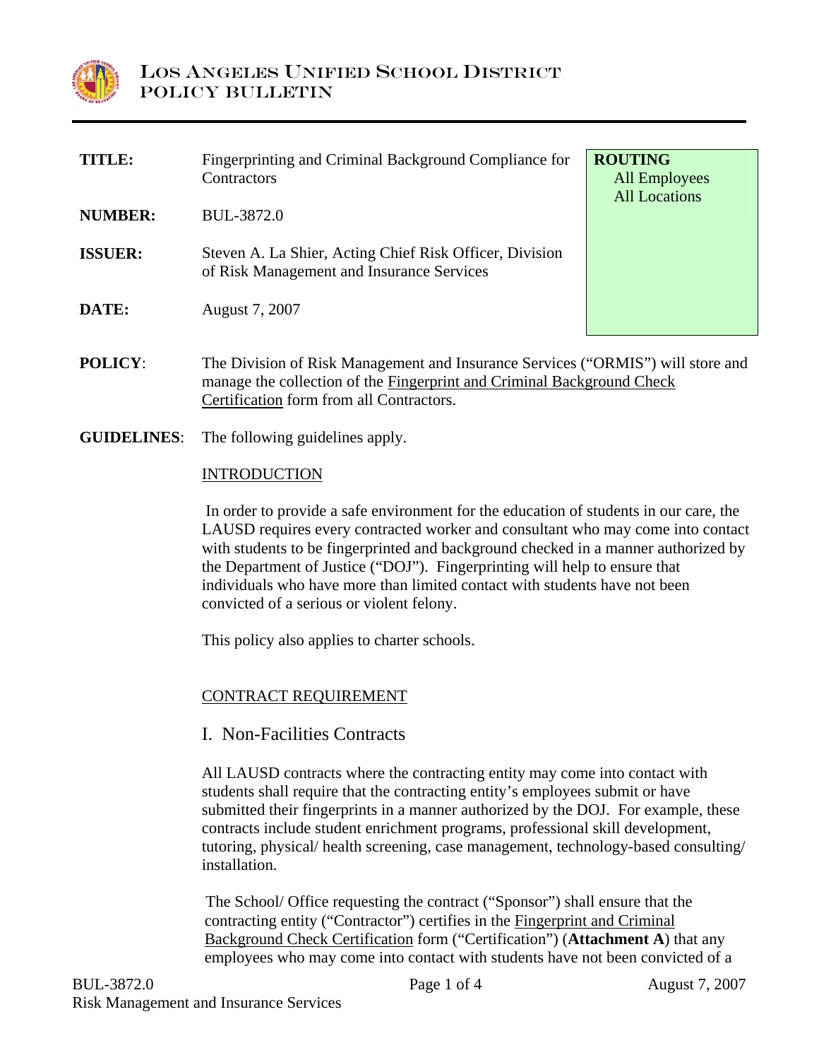# LOS ANGELES UNIFIED SCHOOL DISTRICT
# POLICY BULLETIN

| | | |
|---|---|---|
| **TITLE:** | Fingerprinting and Criminal Background Compliance for Contractors | **ROUTING** All Employees All Locations |
| **NUMBER:** | BUL-3872.0 | |
| **ISSUER:** | Steven A. La Shier, Acting Chief Risk Officer, Division of Risk Management and Insurance Services | |
| **DATE:** | August 7, 2007 | |

**POLICY**: The Division of Risk Management and Insurance Services ("ORMIS") will store and manage the collection of the Fingerprint and Criminal Background Check Certification form from all Contractors.

**GUIDELINES**: The following guidelines apply.

INTRODUCTION

In order to provide a safe environment for the education of students in our care, the LAUSD requires every contracted worker and consultant who may come into contact with students to be fingerprinted and background checked in a manner authorized by the Department of Justice ("DOJ"). Fingerprinting will help to ensure that individuals who have more than limited contact with students have not been convicted of a serious or violent felony.

This policy also applies to charter schools.

CONTRACT REQUIREMENT

## I. Non-Facilities Contracts

All LAUSD contracts where the contracting entity may come into contact with students shall require that the contracting entity's employees submit or have submitted their fingerprints in a manner authorized by the DOJ. For example, these contracts include student enrichment programs, professional skill development, tutoring, physical/ health screening, case management, technology-based consulting/ installation.

The School/ Office requesting the contract ("Sponsor") shall ensure that the contracting entity ("Contractor") certifies in the Fingerprint and Criminal Background Check Certification form ("Certification") (**Attachment A**) that any employees who may come into contact with students have not been convicted of a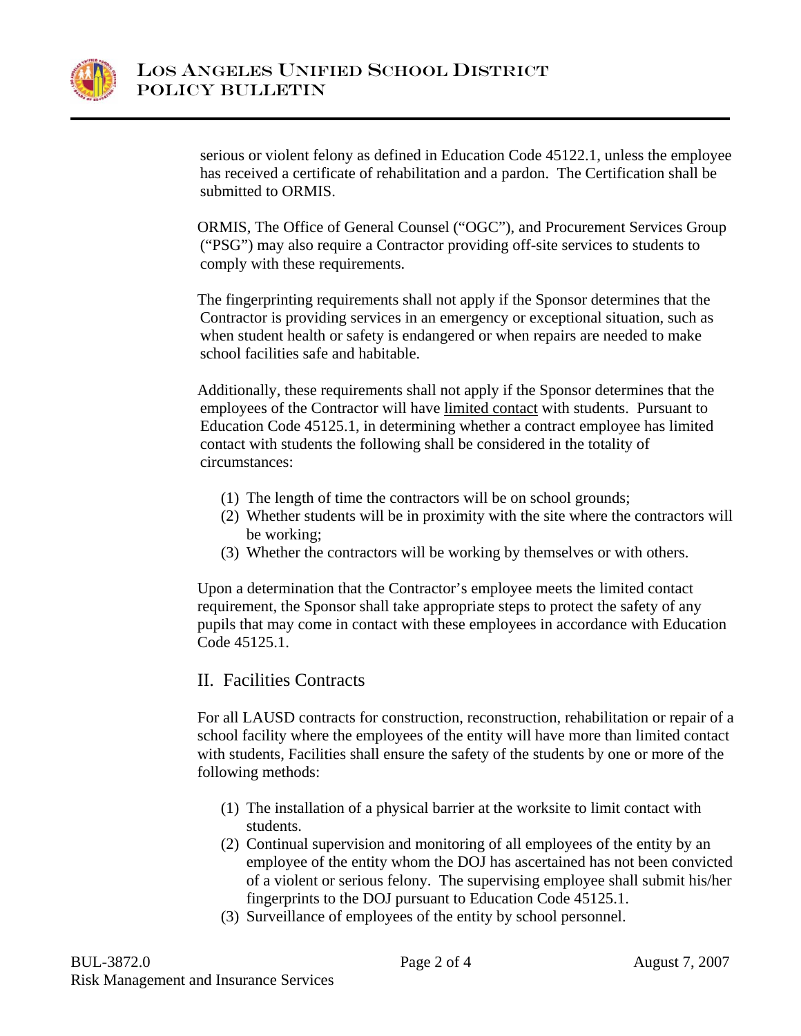serious or violent felony as defined in Education Code 45122.1, unless the employee has received a certificate of rehabilitation and a pardon. The Certification shall be submitted to ORMIS.

ORMIS, The Office of General Counsel ("OGC"), and Procurement Services Group ("PSG") may also require a Contractor providing off-site services to students to comply with these requirements.

The fingerprinting requirements shall not apply if the Sponsor determines that the Contractor is providing services in an emergency or exceptional situation, such as when student health or safety is endangered or when repairs are needed to make school facilities safe and habitable.

Additionally, these requirements shall not apply if the Sponsor determines that the employees of the Contractor will have limited contact with students. Pursuant to Education Code 45125.1, in determining whether a contract employee has limited contact with students the following shall be considered in the totality of circumstances:

1. The length of time the contractors will be on school grounds;
2. Whether students will be in proximity with the site where the contractors will be working;
3. Whether the contractors will be working by themselves or with others.

Upon a determination that the Contractor's employee meets the limited contact requirement, the Sponsor shall take appropriate steps to protect the safety of any pupils that may come in contact with these employees in accordance with Education Code 45125.1.

## II. Facilities Contracts

For all LAUSD contracts for construction, reconstruction, rehabilitation or repair of a school facility where the employees of the entity will have more than limited contact with students, Facilities shall ensure the safety of the students by one or more of the following methods:

1. The installation of a physical barrier at the worksite to limit contact with students.
2. Continual supervision and monitoring of all employees of the entity by an employee of the entity whom the DOJ has ascertained has not been convicted of a violent or serious felony. The supervising employee shall submit his/her fingerprints to the DOJ pursuant to Education Code 45125.1.
3. Surveillance of employees of the entity by school personnel.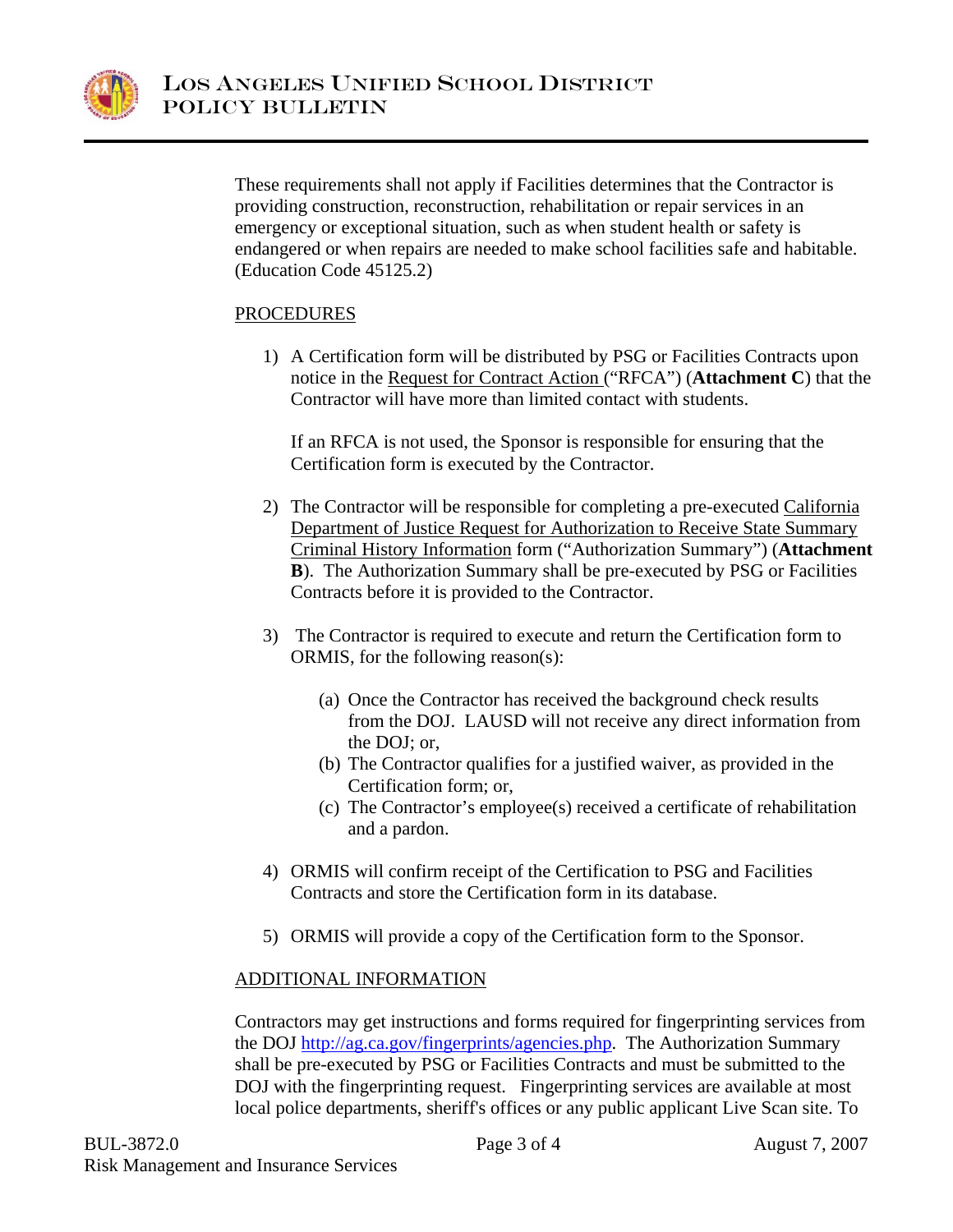These requirements shall not apply if Facilities determines that the Contractor is providing construction, reconstruction, rehabilitation or repair services in an emergency or exceptional situation, such as when student health or safety is endangered or when repairs are needed to make school facilities safe and habitable. (Education Code 45125.2)

## PROCEDURES

1) A Certification form will be distributed by PSG or Facilities Contracts upon notice in the Request for Contract Action ("RFCA") (**Attachment C**) that the Contractor will have more than limited contact with students.

   If an RFCA is not used, the Sponsor is responsible for ensuring that the Certification form is executed by the Contractor.

2) The Contractor will be responsible for completing a pre-executed California Department of Justice Request for Authorization to Receive State Summary Criminal History Information form ("Authorization Summary") (**Attachment B**). The Authorization Summary shall be pre-executed by PSG or Facilities Contracts before it is provided to the Contractor.

3) The Contractor is required to execute and return the Certification form to ORMIS, for the following reason(s):

   (a) Once the Contractor has received the background check results from the DOJ. LAUSD will not receive any direct information from the DOJ; or,
   (b) The Contractor qualifies for a justified waiver, as provided in the Certification form; or,
   (c) The Contractor's employee(s) received a certificate of rehabilitation and a pardon.

4) ORMIS will confirm receipt of the Certification to PSG and Facilities Contracts and store the Certification form in its database.

5) ORMIS will provide a copy of the Certification form to the Sponsor.

## ADDITIONAL INFORMATION

Contractors may get instructions and forms required for fingerprinting services from the DOJ http://ag.ca.gov/fingerprints/agencies.php. The Authorization Summary shall be pre-executed by PSG or Facilities Contracts and must be submitted to the DOJ with the fingerprinting request. Fingerprinting services are available at most local police departments, sheriff's offices or any public applicant Live Scan site. To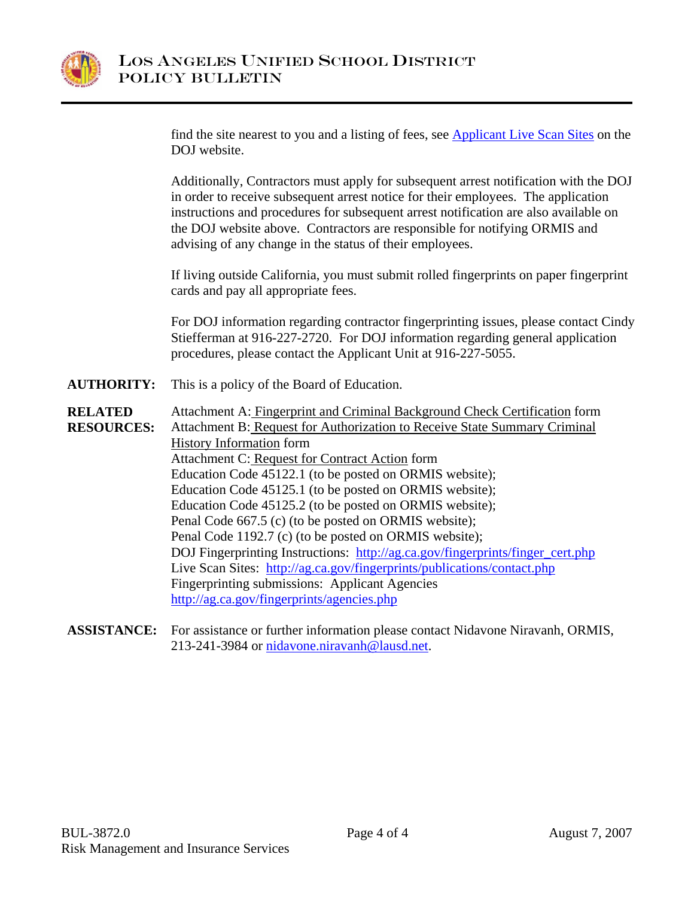find the site nearest to you and a listing of fees, see Applicant Live Scan Sites on the DOJ website.

Additionally, Contractors must apply for subsequent arrest notification with the DOJ in order to receive subsequent arrest notice for their employees. The application instructions and procedures for subsequent arrest notification are also available on the DOJ website above. Contractors are responsible for notifying ORMIS and advising of any change in the status of their employees.

If living outside California, you must submit rolled fingerprints on paper fingerprint cards and pay all appropriate fees.

For DOJ information regarding contractor fingerprinting issues, please contact Cindy Stiefferman at 916-227-2720. For DOJ information regarding general application procedures, please contact the Applicant Unit at 916-227-5055.

**AUTHORITY:** This is a policy of the Board of Education.

**RELATED RESOURCES:**

Attachment A: Fingerprint and Criminal Background Check Certification form
Attachment B: Request for Authorization to Receive State Summary Criminal History Information form
Attachment C: Request for Contract Action form
Education Code 45122.1 (to be posted on ORMIS website);
Education Code 45125.1 (to be posted on ORMIS website);
Education Code 45125.2 (to be posted on ORMIS website);
Penal Code 667.5 (c) (to be posted on ORMIS website);
Penal Code 1192.7 (c) (to be posted on ORMIS website);
DOJ Fingerprinting Instructions: http://ag.ca.gov/fingerprints/finger_cert.php
Live Scan Sites: http://ag.ca.gov/fingerprints/publications/contact.php
Fingerprinting submissions: Applicant Agencies http://ag.ca.gov/fingerprints/agencies.php

**ASSISTANCE:** For assistance or further information please contact Nidavone Niravanh, ORMIS, 213-241-3984 or nidavone.niravanh@lausd.net.